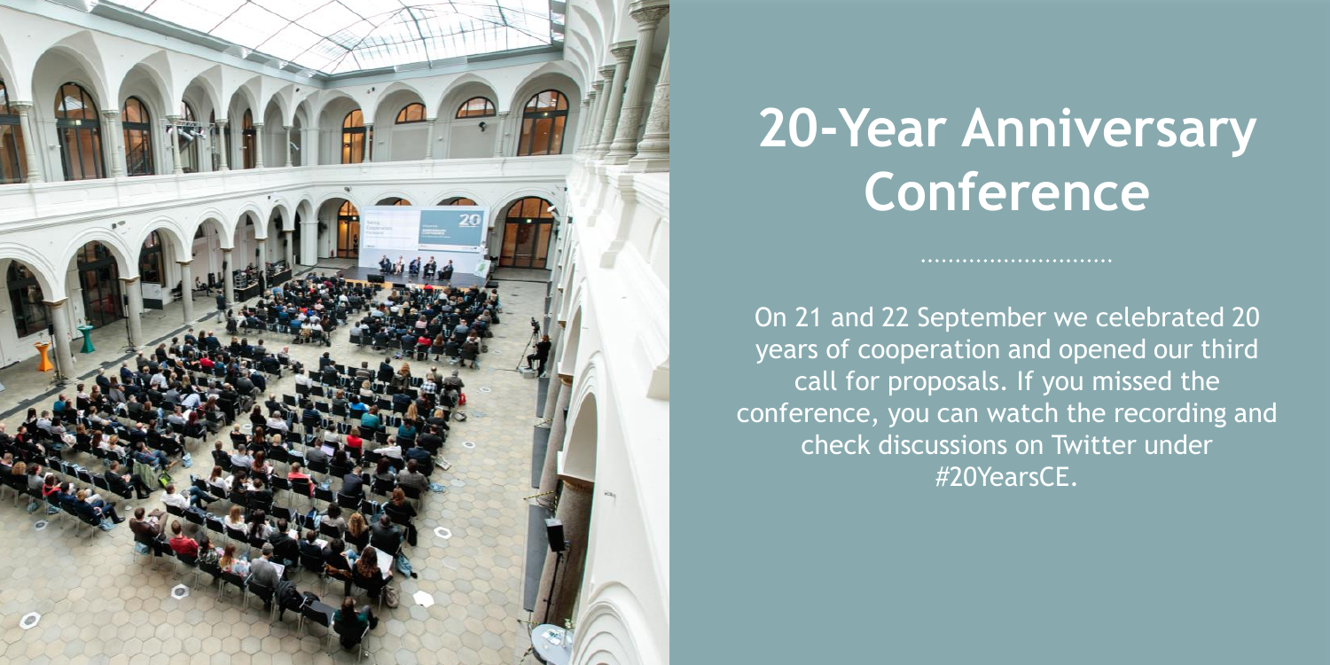# 20-Year Anniversary Conference

On 21 and 22 September we celebrated 20 years of cooperation and opened our third call for proposals. If you missed the conference, you can watch the recording and check discussions on Twitter under #20YearsCE.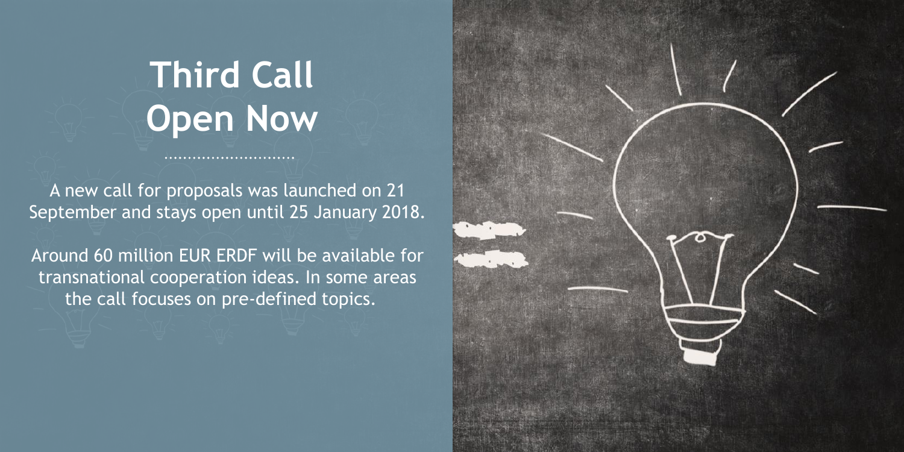# Third Call Open Now

A new call for proposals was launched on 21 September and stays open until 25 January 2018.

Around 60 million EUR ERDF will be available for transnational cooperation ideas. In some areas the call focuses on pre-defined topics.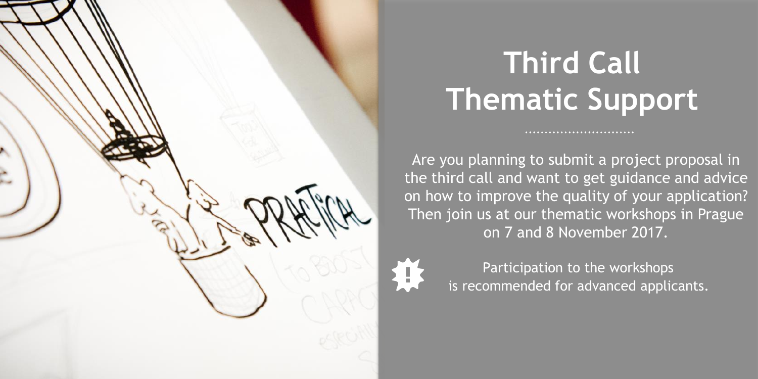# Third Call Thematic Support

Are you planning to submit a project proposal in the third call and want to get guidance and advice on how to improve the quality of your application? Then join us at our thematic workshops in Prague on 7 and 8 November 2017.

Participation to the workshops is recommended for advanced applicants.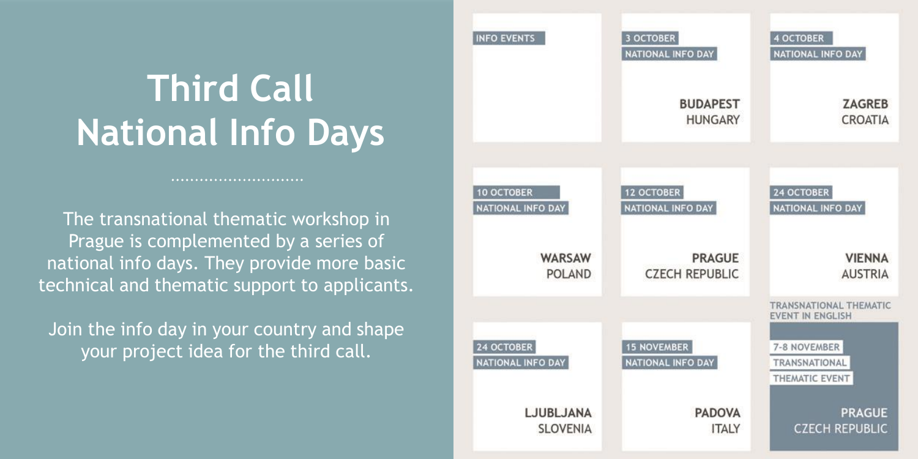# Third Call National Info Days

The transnational thematic workshop in Prague is complemented by a series of national info days. They provide more basic technical and thematic support to applicants.

Join the info day in your country and shape your project idea for the third call.

INFO EVENTS

| Date | Event | City | Country |
| --- | --- | --- | --- |
| 3 OCTOBER | NATIONAL INFO DAY | BUDAPEST | HUNGARY |
| 4 OCTOBER | NATIONAL INFO DAY | ZAGREB | CROATIA |
| 10 OCTOBER | NATIONAL INFO DAY | WARSAW | POLAND |
| 12 OCTOBER | NATIONAL INFO DAY | PRAGUE | CZECH REPUBLIC |
| 24 OCTOBER | NATIONAL INFO DAY | VIENNA | AUSTRIA |
| 24 OCTOBER | NATIONAL INFO DAY | LJUBLJANA | SLOVENIA |
| 15 NOVEMBER | NATIONAL INFO DAY | PADOVA | ITALY |

TRANSNATIONAL THEMATIC EVENT IN ENGLISH

| Date | Event | City | Country |
| --- | --- | --- | --- |
| 7-8 NOVEMBER | TRANSNATIONAL THEMATIC EVENT | PRAGUE | CZECH REPUBLIC |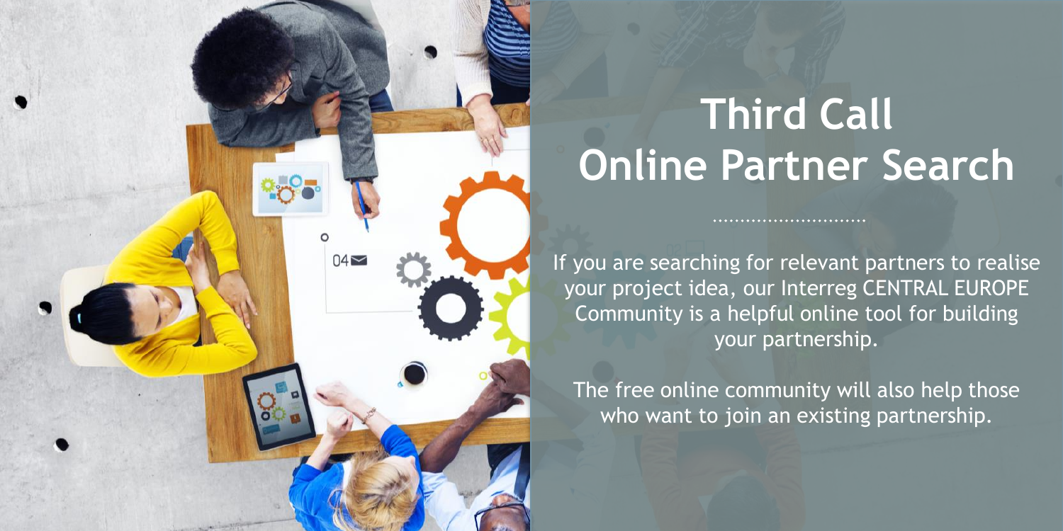# Third Call Online Partner Search

If you are searching for relevant partners to realise your project idea, our Interreg CENTRAL EUROPE Community is a helpful online tool for building your partnership.

The free online community will also help those who want to join an existing partnership.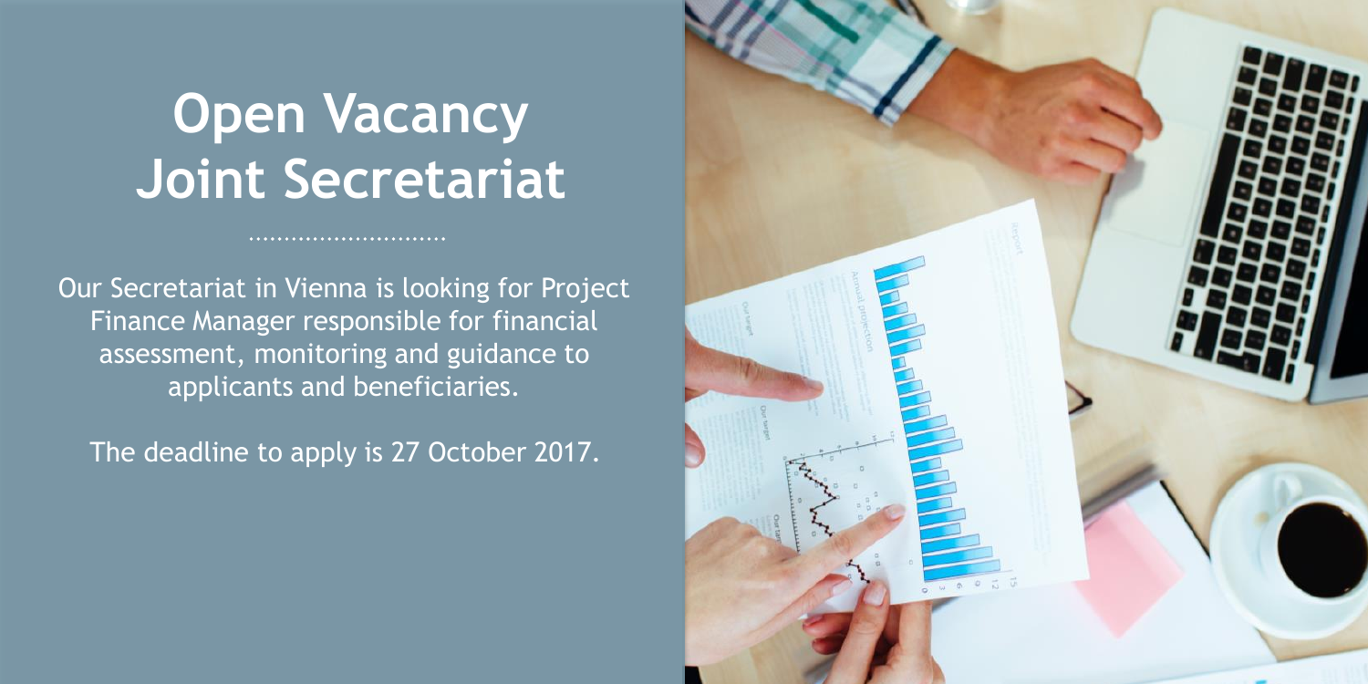# Open Vacancy Joint Secretariat

Our Secretariat in Vienna is looking for Project Finance Manager responsible for financial assessment, monitoring and guidance to applicants and beneficiaries.

The deadline to apply is 27 October 2017.